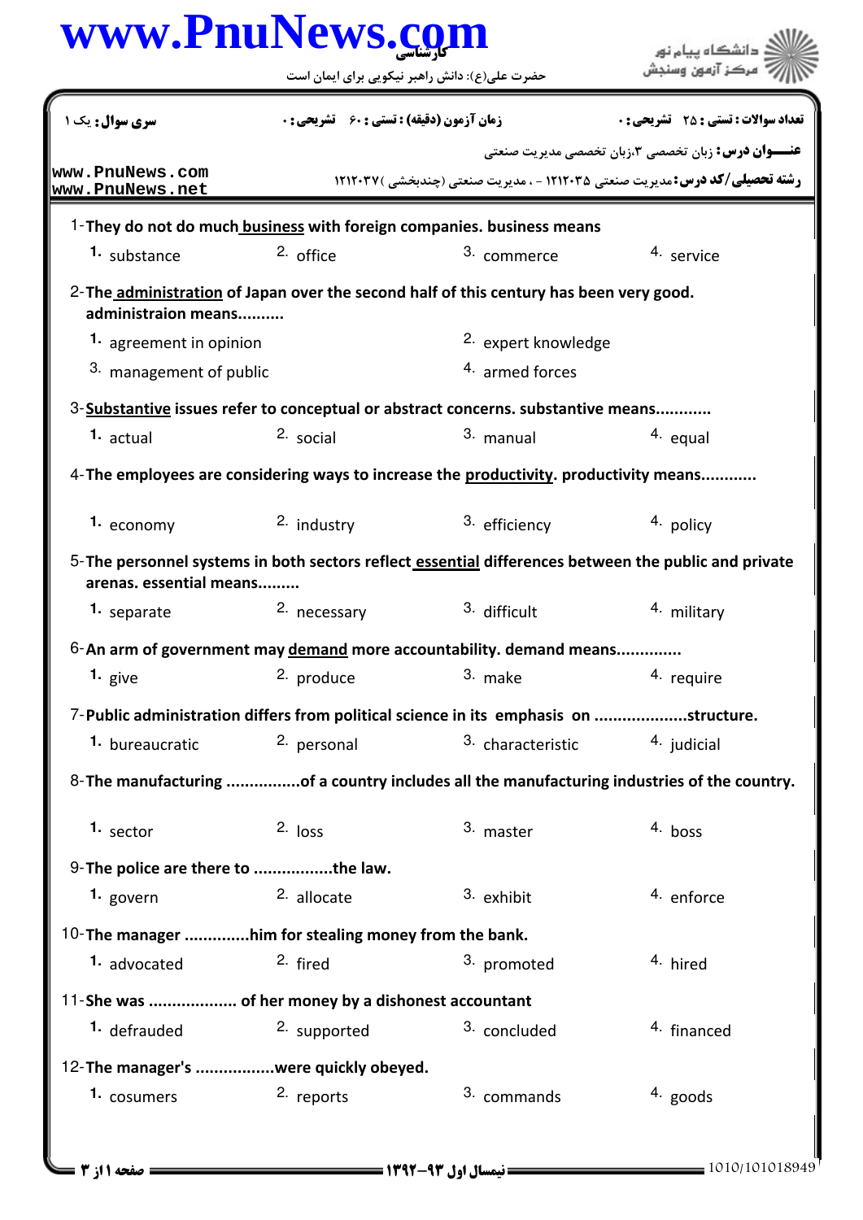کارشناسی

حضرت علی(ع): دانش راهبر نیکویی برای ایمان است

دانشگاه پیام نور
مرکز آزمون وسنجش

| **سری سوال:** یک ۱ | **زمان آزمون (دقیقه) : تستی : ۶۰ تشریحی : ۰** | **تعداد سوالات : تستی : ۲۵ تشریحی : ۰** |
|---|---|---|

**عنـــوان درس:** زبان تخصصی ۳،زبان تخصصی مدیریت صنعتی

**رشته تحصیلی/کد درس:** مدیریت صنعتی ۱۲۱۲۰۳۵ - ، مدیریت صنعتی (چندبخشی ) ۱۲۱۲۰۳۷

1-They do not do much <u>business</u> with foreign companies. business means

1. substance
2. office
3. commerce
4. service

2-The <u>administration</u> of Japan over the second half of this century has been very good. administraion means..........

1. agreement in opinion
2. expert knowledge
3. management of public
4. armed forces

3-<u>Substantive</u> issues refer to conceptual or abstract concerns. substantive means............

1. actual
2. social
3. manual
4. equal

4-The employees are considering ways to increase the <u>productivity</u>. productivity means............

1. economy
2. industry
3. efficiency
4. policy

5-The personnel systems in both sectors reflect <u>essential</u> differences between the public and private arenas. essential means.........

1. separate
2. necessary
3. difficult
4. military

6-An arm of government may <u>demand</u> more accountability. demand means.............

1. give
2. produce
3. make
4. require

7-Public administration differs from political science in its emphasis on ....................structure.

1. bureaucratic
2. personal
3. characteristic
4. judicial

8-The manufacturing ................of a country includes all the manufacturing industries of the country.

1. sector
2. loss
3. master
4. boss

9-The police are there to .................the law.

1. govern
2. allocate
3. exhibit
4. enforce

10-The manager ..............him for stealing money from the bank.

1. advocated
2. fired
3. promoted
4. hired

11-She was ................... of her money by a dishonest accountant

1. defrauded
2. supported
3. concluded
4. financed

12-The manager's .................were quickly obeyed.

1. cosumers
2. reports
3. commands
4. goods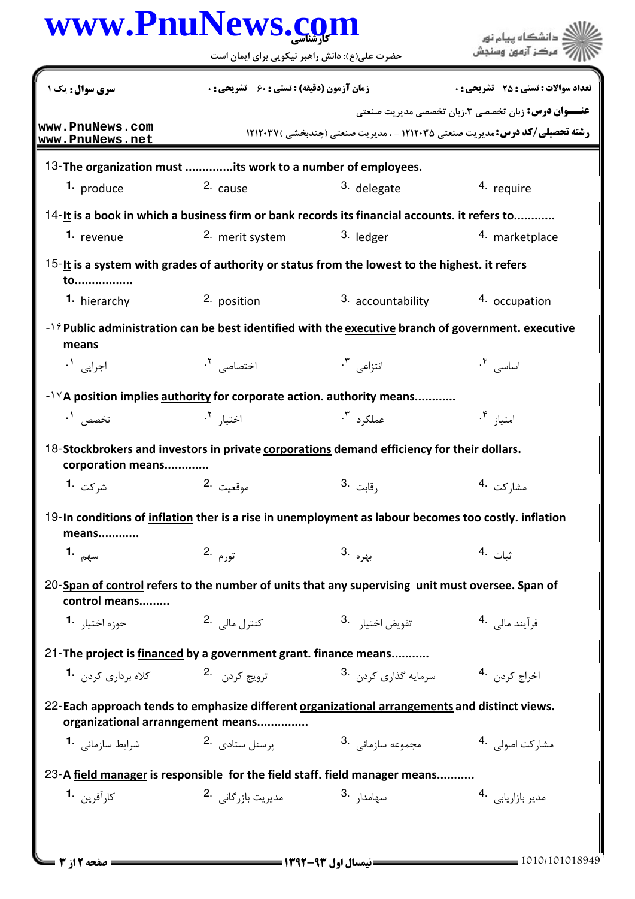13-The organization must ..............its work to a number of employees.

1. produce
2. cause
3. delegate
4. require

14-It is a book in which a business firm or bank records its financial accounts. it refers to............

1. revenue
2. merit system
3. ledger
4. marketplace

15-It is a system with grades of authority or status from the lowest to the highest. it refers to.................

1. hierarchy
2. position
3. accountability
4. occupation

16-Public administration can be best identified with the executive branch of government. executive means

1. اجرایی
2. اختصاصی
3. انتزاعی
4. اساسی

17-A position implies authority for corporate action. authority means............

1. تخصص
2. اختیار
3. عملکرد
4. امتیاز

18-Stockbrokers and investors in private corporations demand efficiency for their dollars. corporation means.............

1. شرکت
2. موقعیت
3. رقابت
4. مشارکت

19-In conditions of inflation ther is a rise in unemployment as labour becomes too costly. inflation means............

1. سهم
2. تورم
3. بهره
4. ثبات

20-Span of control refers to the number of units that any supervising unit must oversee. Span of control means.........

1. حوزه اختیار
2. کنترل مالی
3. تفویض اختیار
4. فرآیند مالی

21-The project is financed by a government grant. finance means...........

1. کلاه برداری کردن
2. ترویج کردن
3. سرمایه گذاری کردن
4. اخراج کردن

22-Each approach tends to emphasize different organizational arrangements and distinct views. organizational arranngement means...............

1. شرایط سازمانی
2. پرسنل ستادی
3. مجموعه سازمانی
4. مشارکت اصولی

23-A field manager is responsible for the field staff. field manager means...........

1. کارآفرین
2. مدیریت بازرگانی
3. سهامدار
4. مدیر بازاریابی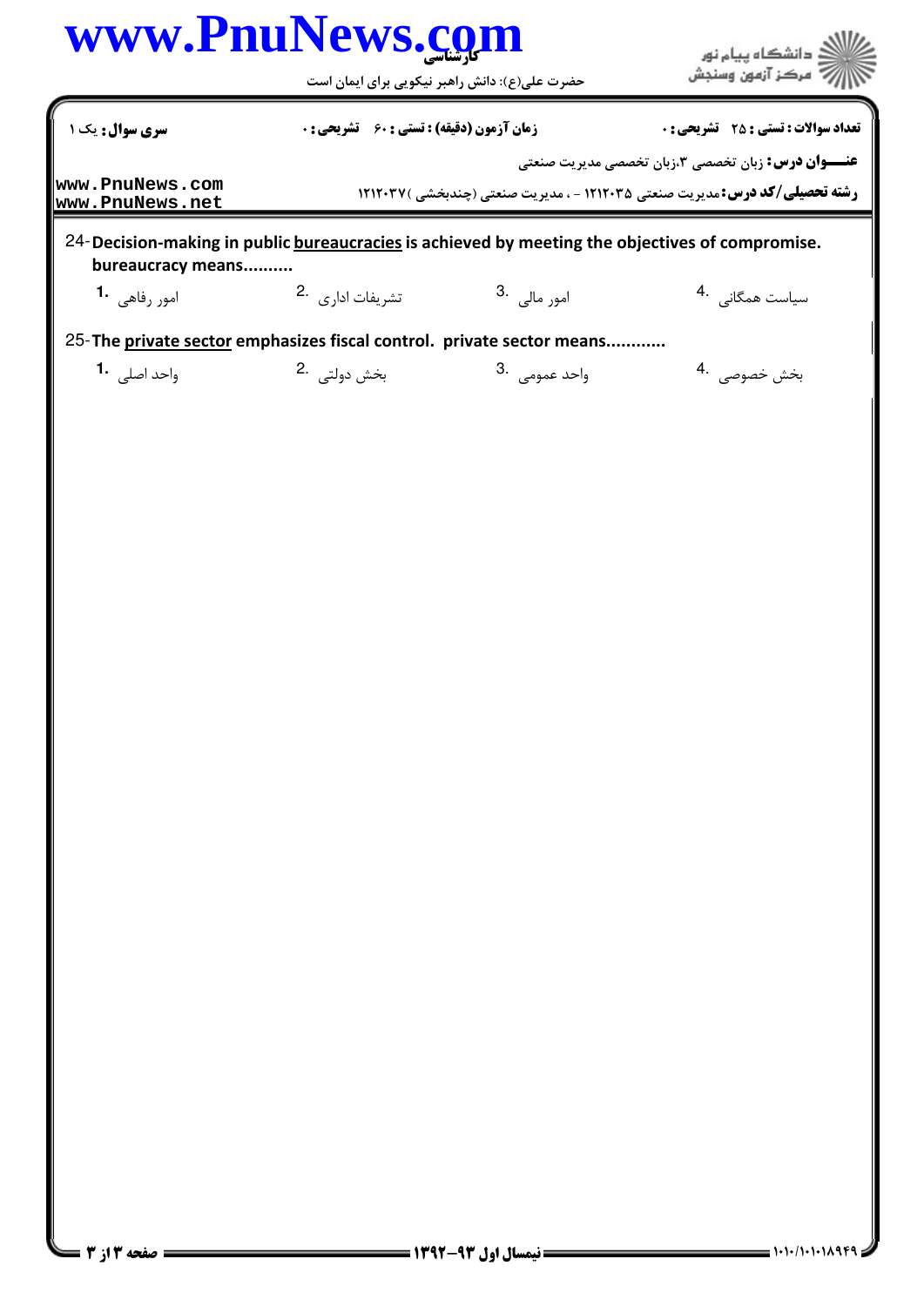24- Decision-making in public <u>bureaucracies</u> is achieved by meeting the objectives of compromise. bureaucracy means..........

1. امور رفاهی
2. تشریفات اداری
3. امور مالی
4. سیاست همگانی

25- The <u>private sector</u> emphasizes fiscal control. private sector means............

1. واحد اصلی
2. بخش دولتی
3. واحد عمومی
4. بخش خصوصی